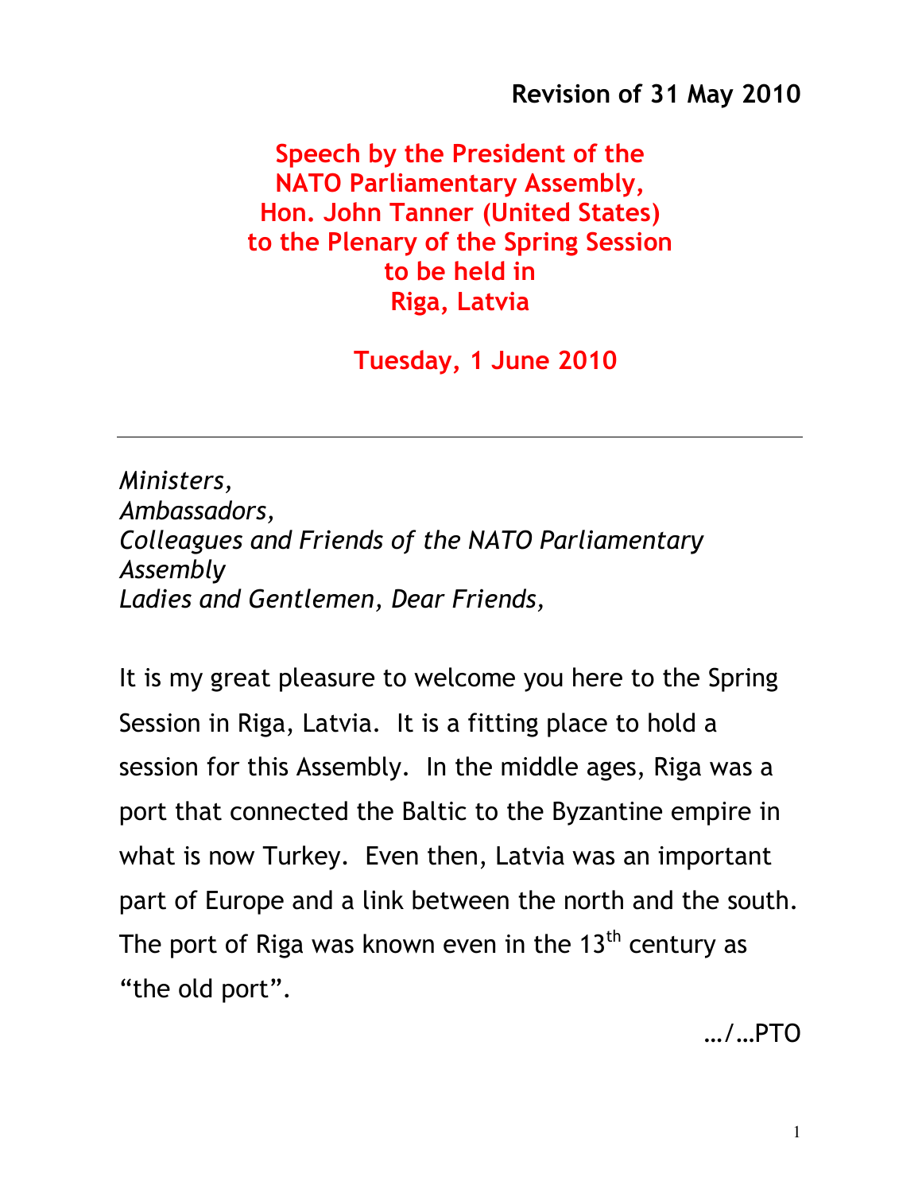**Revision of 31 May 2010**

# Speech by the President of the NATO Parliamentary Assembly, Hon. John Tanner (United States) to the Plenary of the Spring Session to be held in Riga, Latvia

## Tuesday, 1 June 2010

---

*Ministers,*
*Ambassadors,*
*Colleagues and Friends of the NATO Parliamentary Assembly*
*Ladies and Gentlemen, Dear Friends,*

It is my great pleasure to welcome you here to the Spring Session in Riga, Latvia. It is a fitting place to hold a session for this Assembly. In the middle ages, Riga was a port that connected the Baltic to the Byzantine empire in what is now Turkey. Even then, Latvia was an important part of Europe and a link between the north and the south. The port of Riga was known even in the 13th century as "the old port".

…/…PTO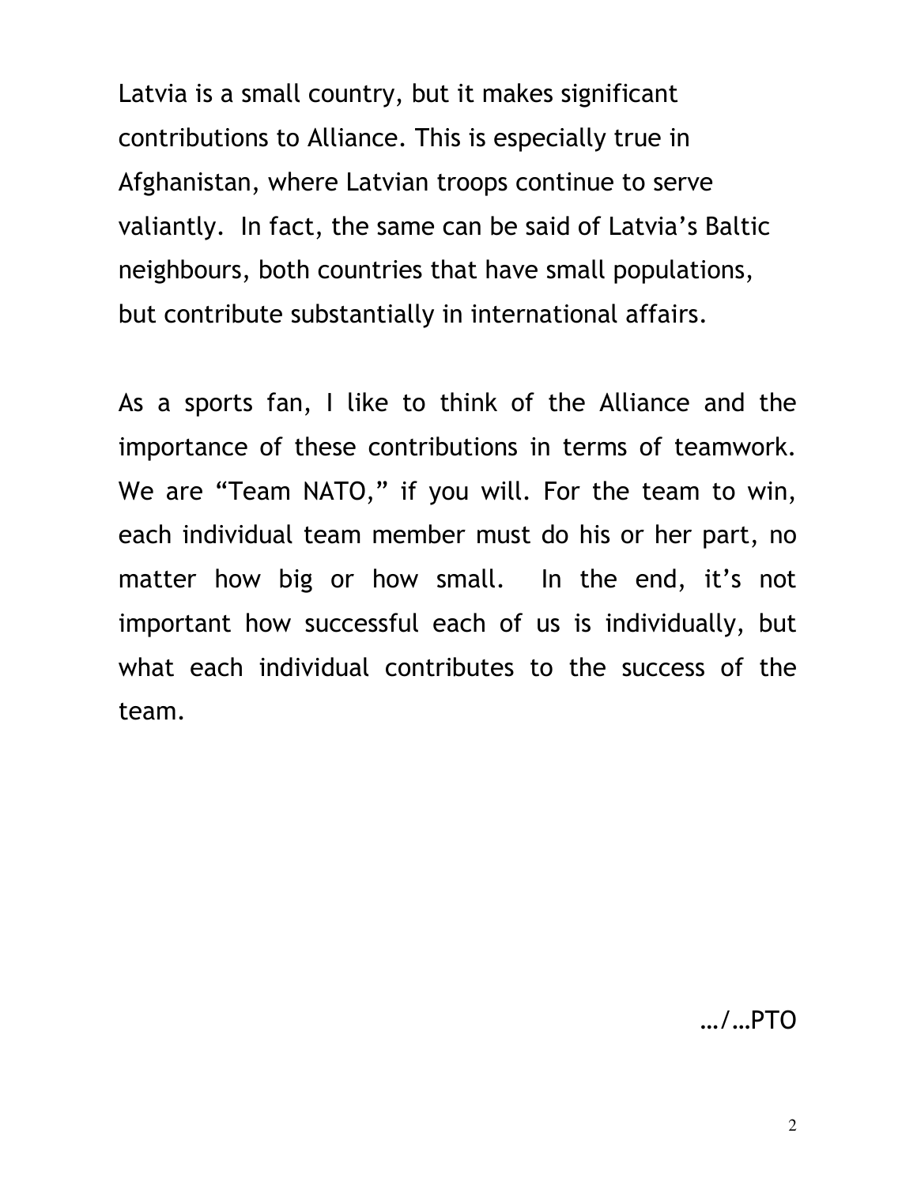Latvia is a small country, but it makes significant contributions to Alliance. This is especially true in Afghanistan, where Latvian troops continue to serve valiantly. In fact, the same can be said of Latvia's Baltic neighbours, both countries that have small populations, but contribute substantially in international affairs.

As a sports fan, I like to think of the Alliance and the importance of these contributions in terms of teamwork. We are "Team NATO," if you will. For the team to win, each individual team member must do his or her part, no matter how big or how small. In the end, it's not important how successful each of us is individually, but what each individual contributes to the success of the team.

…/…PTO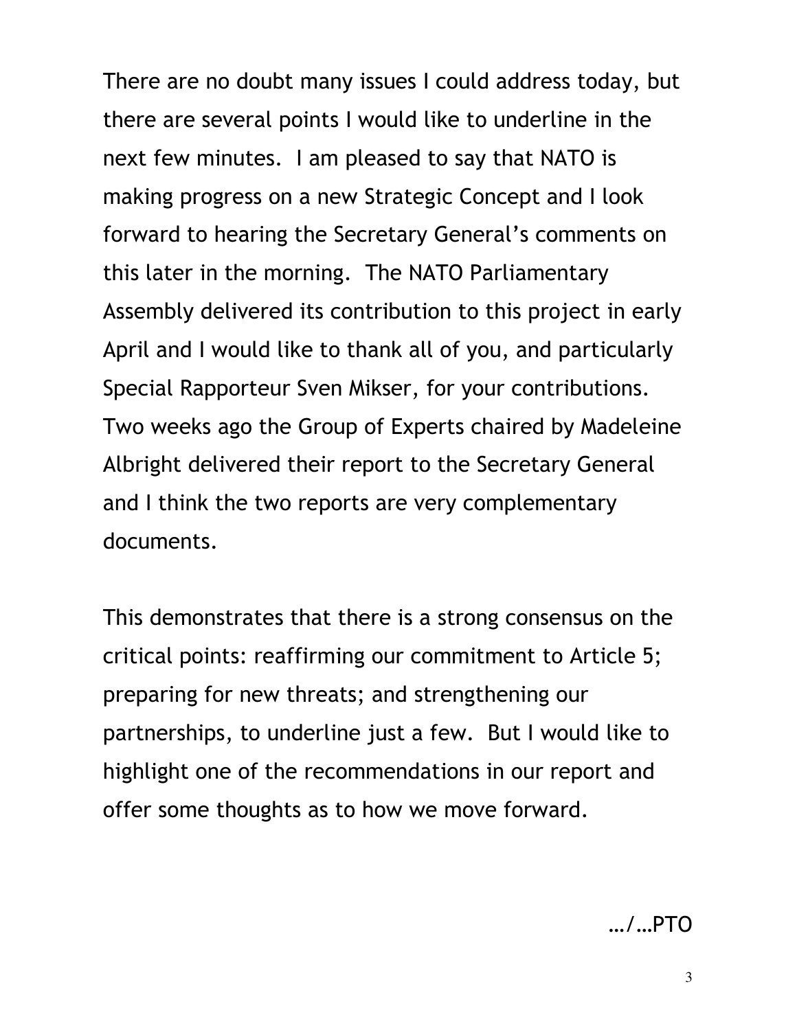There are no doubt many issues I could address today, but there are several points I would like to underline in the next few minutes. I am pleased to say that NATO is making progress on a new Strategic Concept and I look forward to hearing the Secretary General's comments on this later in the morning. The NATO Parliamentary Assembly delivered its contribution to this project in early April and I would like to thank all of you, and particularly Special Rapporteur Sven Mikser, for your contributions. Two weeks ago the Group of Experts chaired by Madeleine Albright delivered their report to the Secretary General and I think the two reports are very complementary documents.

This demonstrates that there is a strong consensus on the critical points: reaffirming our commitment to Article 5; preparing for new threats; and strengthening our partnerships, to underline just a few. But I would like to highlight one of the recommendations in our report and offer some thoughts as to how we move forward.

…/…PTO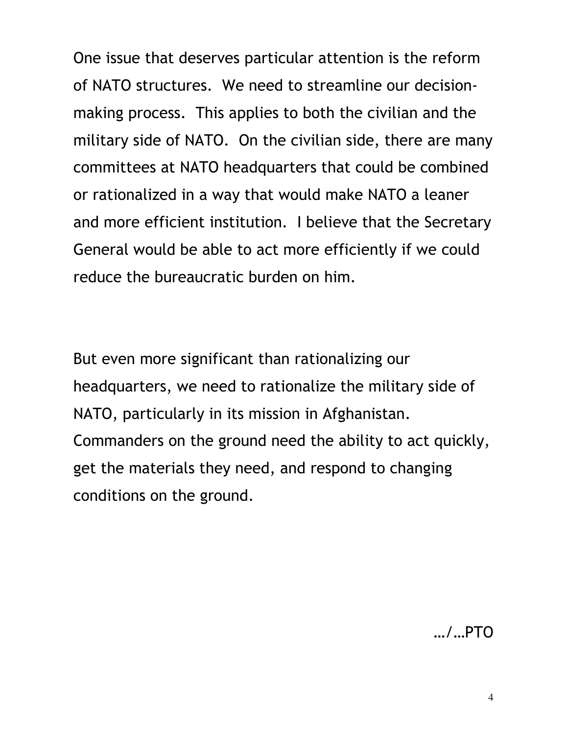One issue that deserves particular attention is the reform of NATO structures. We need to streamline our decision-making process. This applies to both the civilian and the military side of NATO. On the civilian side, there are many committees at NATO headquarters that could be combined or rationalized in a way that would make NATO a leaner and more efficient institution. I believe that the Secretary General would be able to act more efficiently if we could reduce the bureaucratic burden on him.

But even more significant than rationalizing our headquarters, we need to rationalize the military side of NATO, particularly in its mission in Afghanistan. Commanders on the ground need the ability to act quickly, get the materials they need, and respond to changing conditions on the ground.

…/…PTO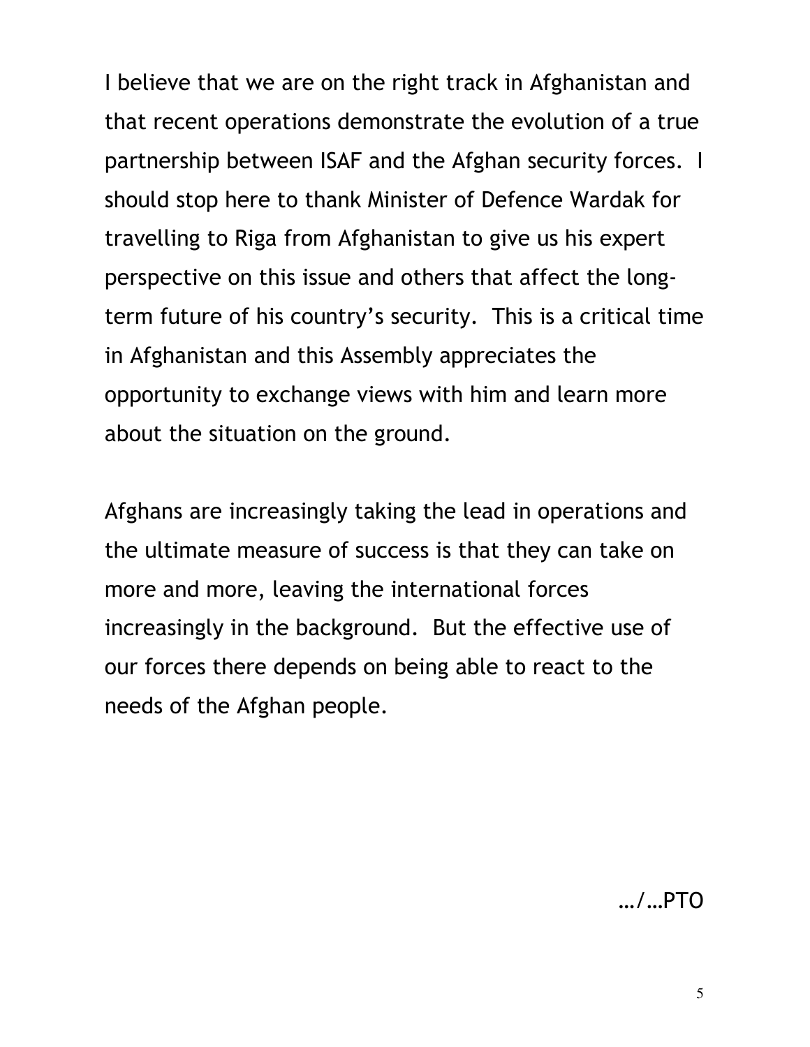I believe that we are on the right track in Afghanistan and that recent operations demonstrate the evolution of a true partnership between ISAF and the Afghan security forces. I should stop here to thank Minister of Defence Wardak for travelling to Riga from Afghanistan to give us his expert perspective on this issue and others that affect the long-term future of his country's security. This is a critical time in Afghanistan and this Assembly appreciates the opportunity to exchange views with him and learn more about the situation on the ground.

Afghans are increasingly taking the lead in operations and the ultimate measure of success is that they can take on more and more, leaving the international forces increasingly in the background. But the effective use of our forces there depends on being able to react to the needs of the Afghan people.

…/…PTO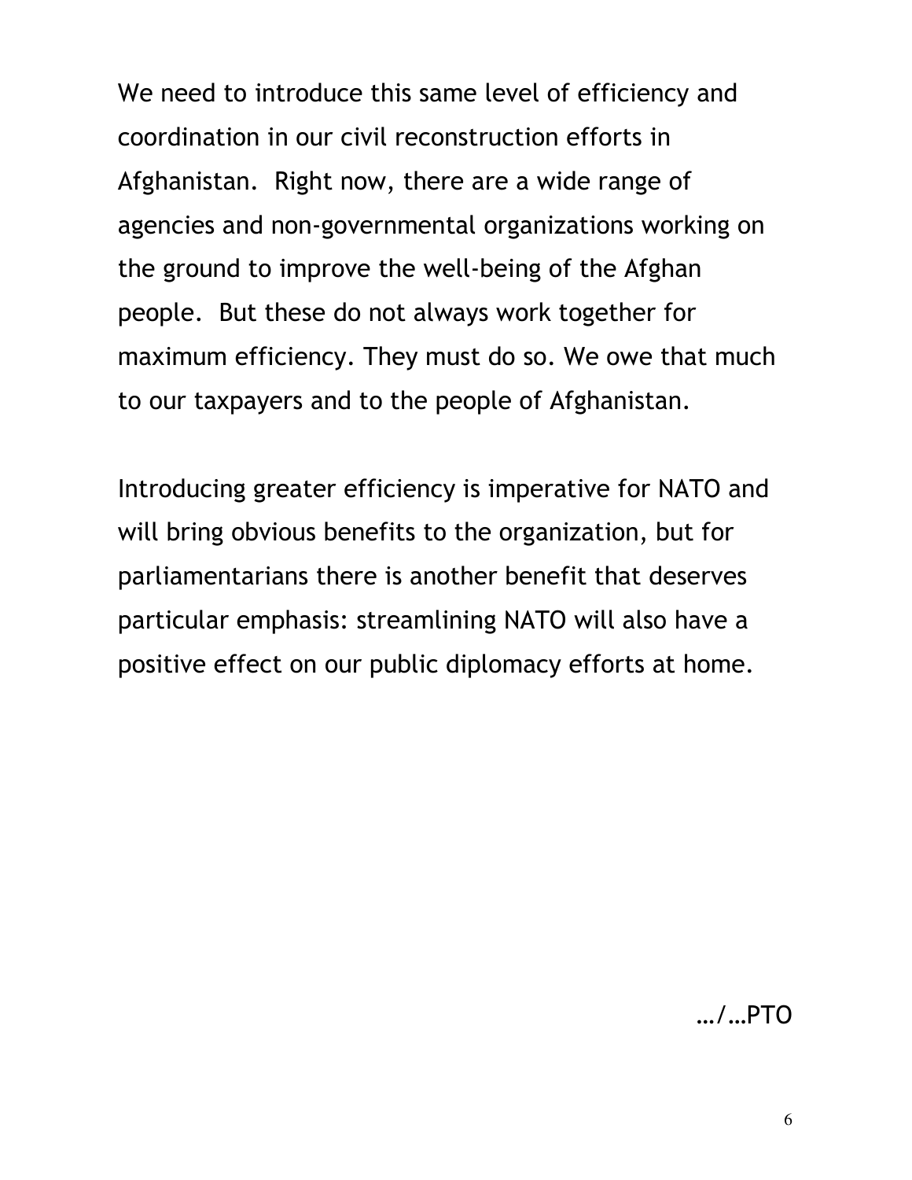We need to introduce this same level of efficiency and coordination in our civil reconstruction efforts in Afghanistan. Right now, there are a wide range of agencies and non-governmental organizations working on the ground to improve the well-being of the Afghan people. But these do not always work together for maximum efficiency. They must do so. We owe that much to our taxpayers and to the people of Afghanistan.

Introducing greater efficiency is imperative for NATO and will bring obvious benefits to the organization, but for parliamentarians there is another benefit that deserves particular emphasis: streamlining NATO will also have a positive effect on our public diplomacy efforts at home.

…/…PTO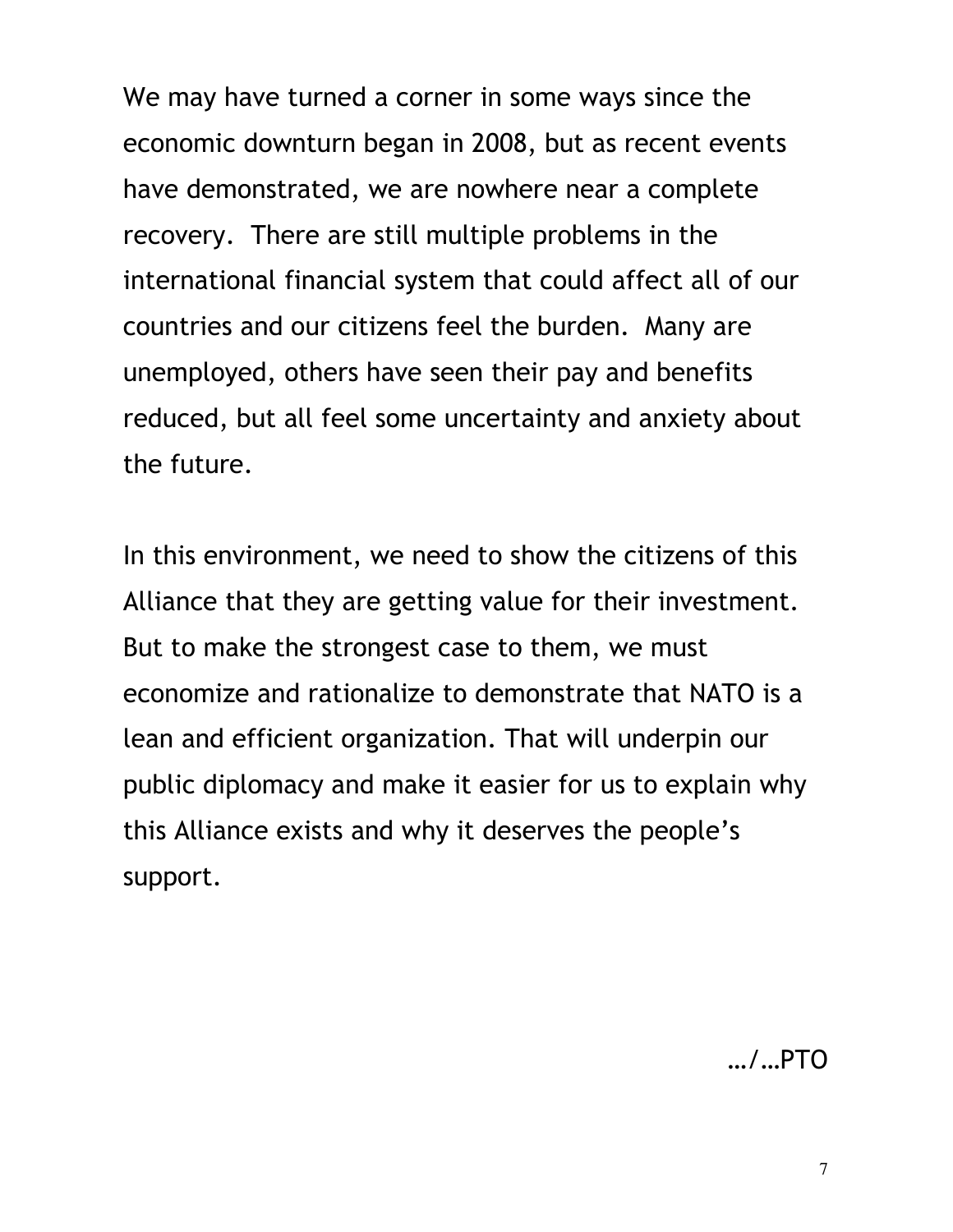We may have turned a corner in some ways since the economic downturn began in 2008, but as recent events have demonstrated, we are nowhere near a complete recovery. There are still multiple problems in the international financial system that could affect all of our countries and our citizens feel the burden. Many are unemployed, others have seen their pay and benefits reduced, but all feel some uncertainty and anxiety about the future.

In this environment, we need to show the citizens of this Alliance that they are getting value for their investment. But to make the strongest case to them, we must economize and rationalize to demonstrate that NATO is a lean and efficient organization. That will underpin our public diplomacy and make it easier for us to explain why this Alliance exists and why it deserves the people's support.

…/…PTO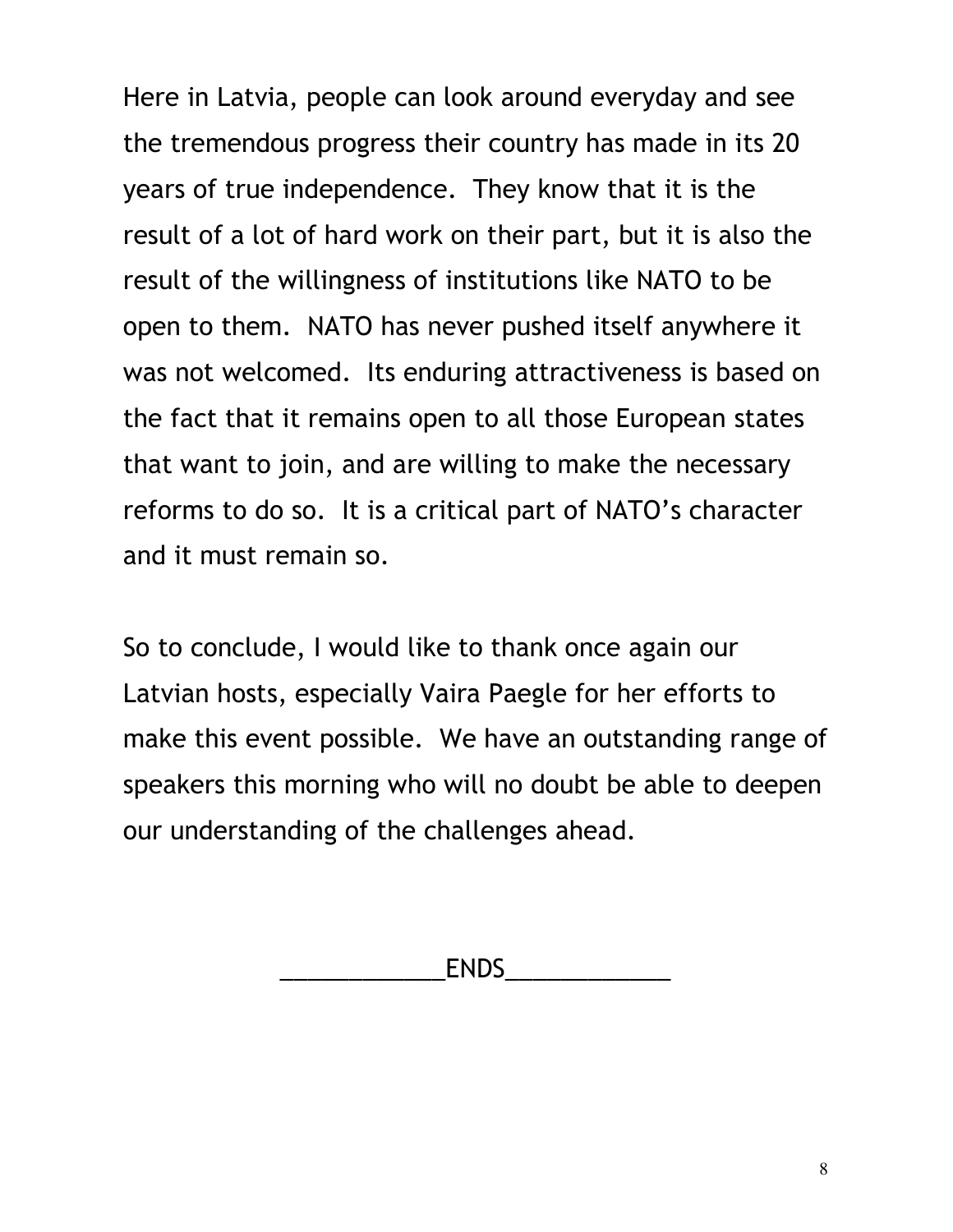Here in Latvia, people can look around everyday and see the tremendous progress their country has made in its 20 years of true independence. They know that it is the result of a lot of hard work on their part, but it is also the result of the willingness of institutions like NATO to be open to them. NATO has never pushed itself anywhere it was not welcomed. Its enduring attractiveness is based on the fact that it remains open to all those European states that want to join, and are willing to make the necessary reforms to do so. It is a critical part of NATO's character and it must remain so.

So to conclude, I would like to thank once again our Latvian hosts, especially Vaira Paegle for her efforts to make this event possible. We have an outstanding range of speakers this morning who will no doubt be able to deepen our understanding of the challenges ahead.

____________ENDS____________